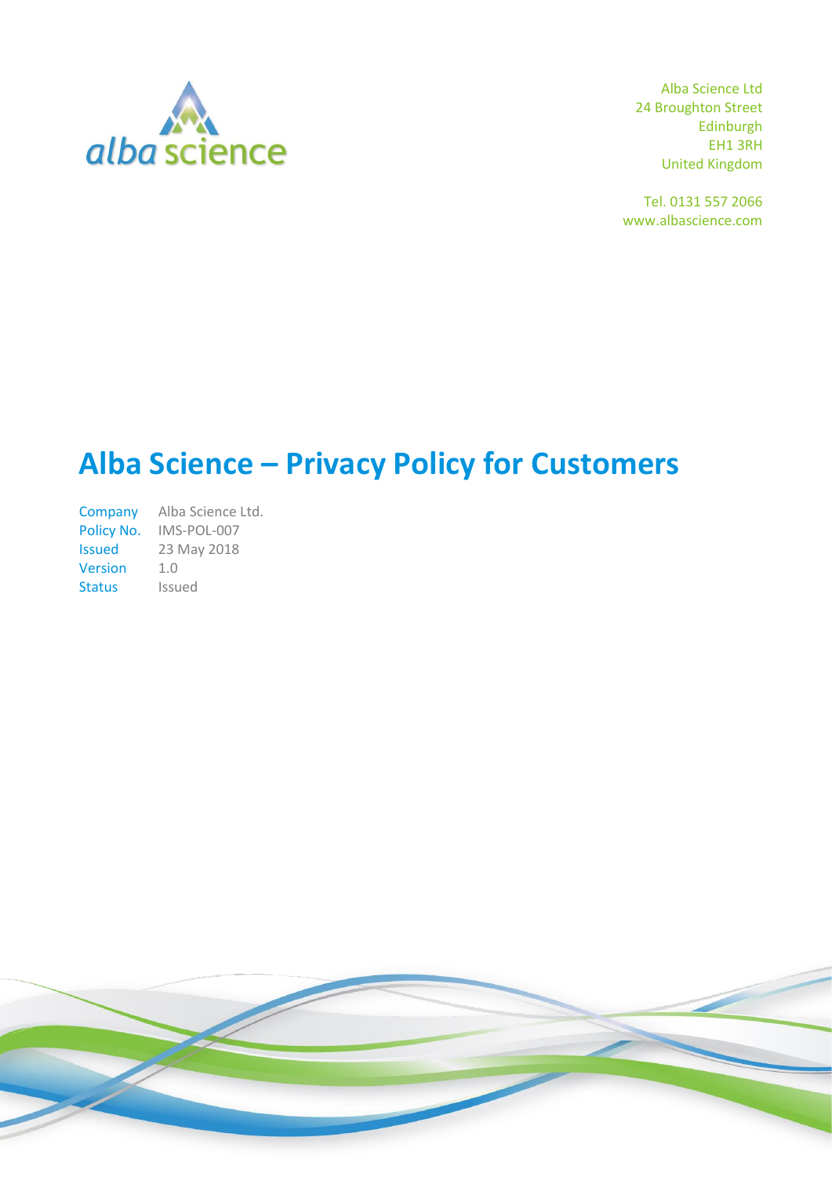Alba Science Ltd
24 Broughton Street
Edinburgh
EH1 3RH
United Kingdom

Tel. 0131 557 2066
www.albascience.com

# Alba Science – Privacy Policy for Customers

| | |
|---|---|
| Company | Alba Science Ltd. |
| Policy No. | IMS-POL-007 |
| Issued | 23 May 2018 |
| Version | 1.0 |
| Status | Issued |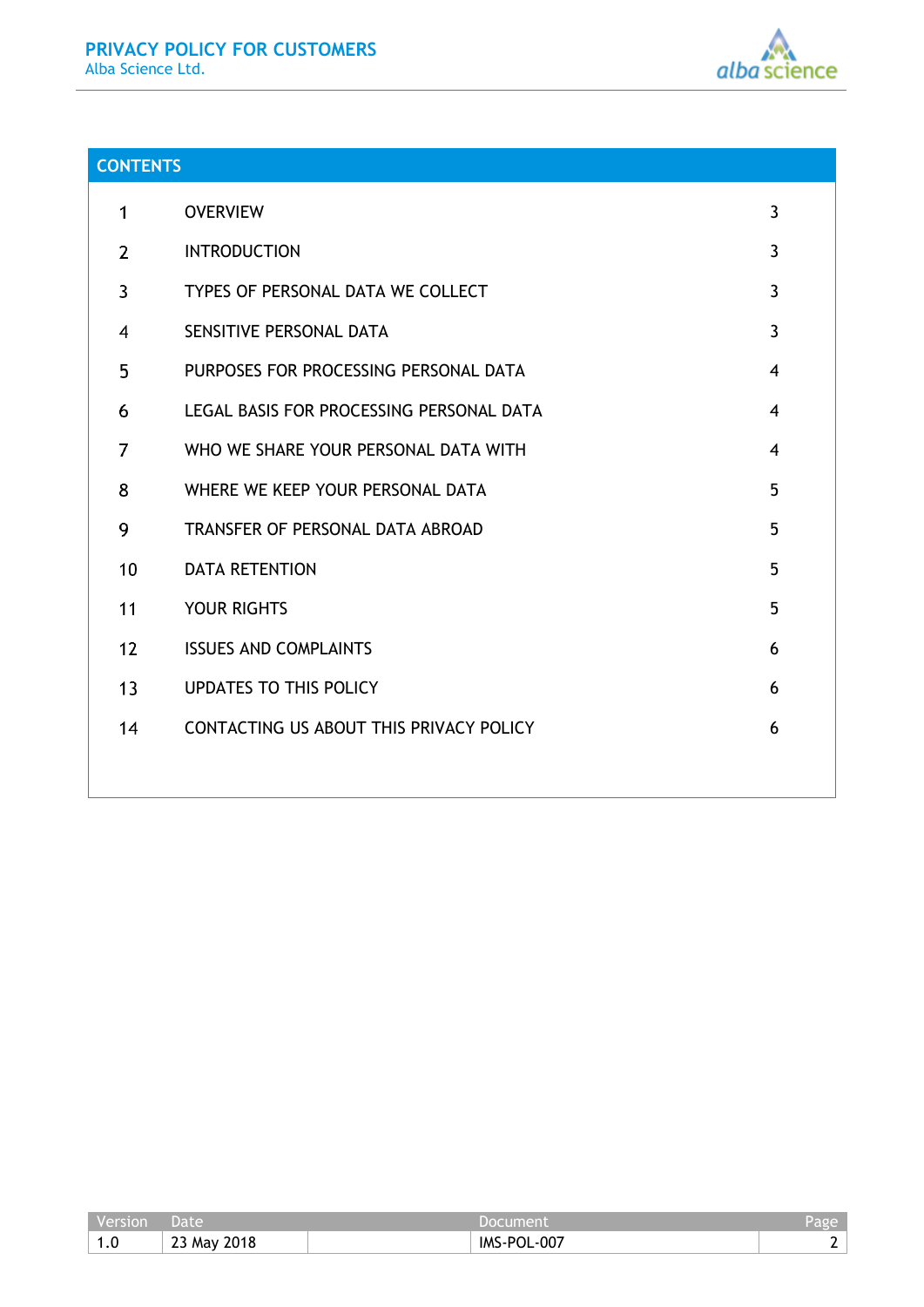## CONTENTS

| | | |
|---|---|---|
| 1 | OVERVIEW | 3 |
| 2 | INTRODUCTION | 3 |
| 3 | TYPES OF PERSONAL DATA WE COLLECT | 3 |
| 4 | SENSITIVE PERSONAL DATA | 3 |
| 5 | PURPOSES FOR PROCESSING PERSONAL DATA | 4 |
| 6 | LEGAL BASIS FOR PROCESSING PERSONAL DATA | 4 |
| 7 | WHO WE SHARE YOUR PERSONAL DATA WITH | 4 |
| 8 | WHERE WE KEEP YOUR PERSONAL DATA | 5 |
| 9 | TRANSFER OF PERSONAL DATA ABROAD | 5 |
| 10 | DATA RETENTION | 5 |
| 11 | YOUR RIGHTS | 5 |
| 12 | ISSUES AND COMPLAINTS | 6 |
| 13 | UPDATES TO THIS POLICY | 6 |
| 14 | CONTACTING US ABOUT THIS PRIVACY POLICY | 6 |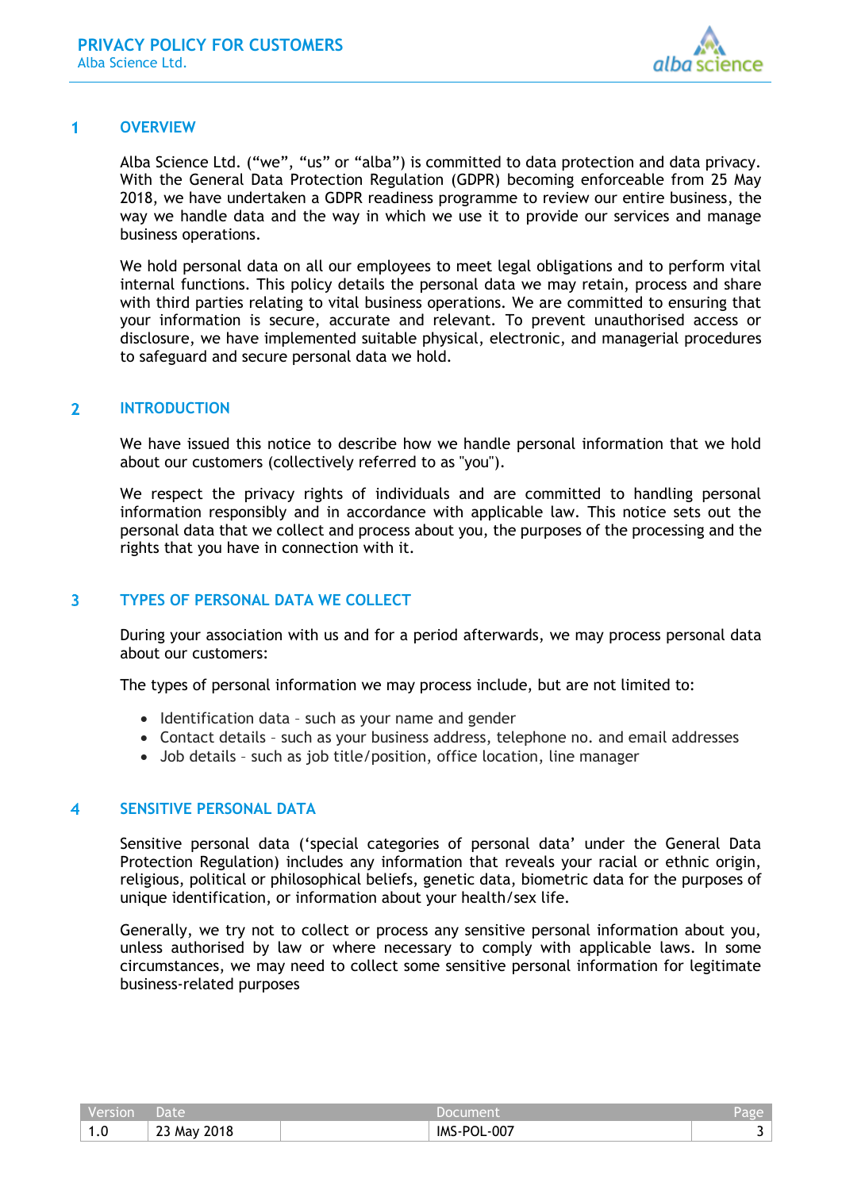## 1 OVERVIEW

Alba Science Ltd. ("we", "us" or "alba") is committed to data protection and data privacy. With the General Data Protection Regulation (GDPR) becoming enforceable from 25 May 2018, we have undertaken a GDPR readiness programme to review our entire business, the way we handle data and the way in which we use it to provide our services and manage business operations.

We hold personal data on all our employees to meet legal obligations and to perform vital internal functions. This policy details the personal data we may retain, process and share with third parties relating to vital business operations. We are committed to ensuring that your information is secure, accurate and relevant. To prevent unauthorised access or disclosure, we have implemented suitable physical, electronic, and managerial procedures to safeguard and secure personal data we hold.

## 2 INTRODUCTION

We have issued this notice to describe how we handle personal information that we hold about our customers (collectively referred to as "you").

We respect the privacy rights of individuals and are committed to handling personal information responsibly and in accordance with applicable law. This notice sets out the personal data that we collect and process about you, the purposes of the processing and the rights that you have in connection with it.

## 3 TYPES OF PERSONAL DATA WE COLLECT

During your association with us and for a period afterwards, we may process personal data about our customers:

The types of personal information we may process include, but are not limited to:

- Identification data – such as your name and gender
- Contact details – such as your business address, telephone no. and email addresses
- Job details – such as job title/position, office location, line manager

## 4 SENSITIVE PERSONAL DATA

Sensitive personal data ('special categories of personal data' under the General Data Protection Regulation) includes any information that reveals your racial or ethnic origin, religious, political or philosophical beliefs, genetic data, biometric data for the purposes of unique identification, or information about your health/sex life.

Generally, we try not to collect or process any sensitive personal information about you, unless authorised by law or where necessary to comply with applicable laws. In some circumstances, we may need to collect some sensitive personal information for legitimate business-related purposes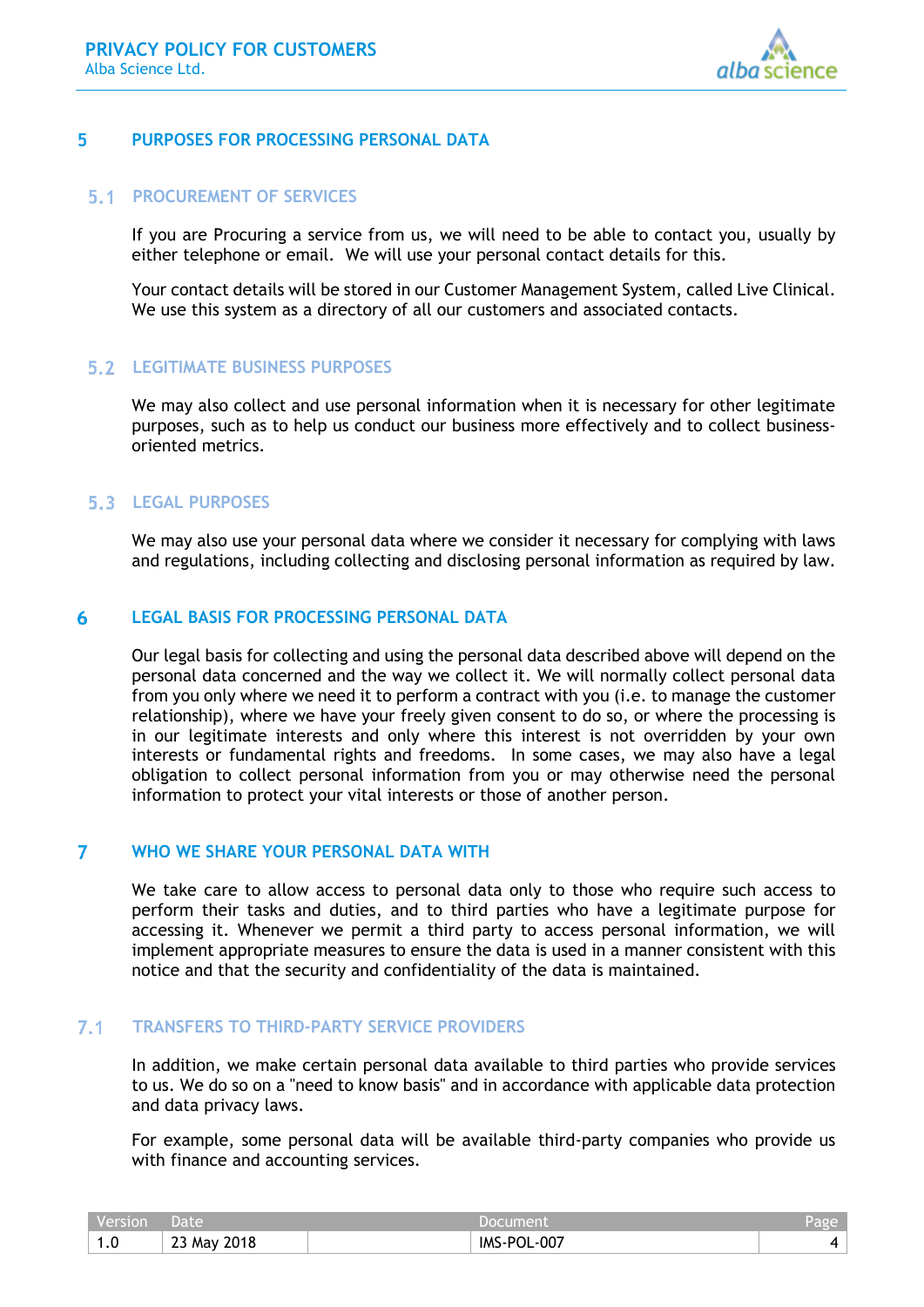## 5 PURPOSES FOR PROCESSING PERSONAL DATA

### 5.1 PROCUREMENT OF SERVICES

If you are Procuring a service from us, we will need to be able to contact you, usually by either telephone or email. We will use your personal contact details for this.

Your contact details will be stored in our Customer Management System, called Live Clinical. We use this system as a directory of all our customers and associated contacts.

### 5.2 LEGITIMATE BUSINESS PURPOSES

We may also collect and use personal information when it is necessary for other legitimate purposes, such as to help us conduct our business more effectively and to collect business-oriented metrics.

### 5.3 LEGAL PURPOSES

We may also use your personal data where we consider it necessary for complying with laws and regulations, including collecting and disclosing personal information as required by law.

## 6 LEGAL BASIS FOR PROCESSING PERSONAL DATA

Our legal basis for collecting and using the personal data described above will depend on the personal data concerned and the way we collect it. We will normally collect personal data from you only where we need it to perform a contract with you (i.e. to manage the customer relationship), where we have your freely given consent to do so, or where the processing is in our legitimate interests and only where this interest is not overridden by your own interests or fundamental rights and freedoms. In some cases, we may also have a legal obligation to collect personal information from you or may otherwise need the personal information to protect your vital interests or those of another person.

## 7 WHO WE SHARE YOUR PERSONAL DATA WITH

We take care to allow access to personal data only to those who require such access to perform their tasks and duties, and to third parties who have a legitimate purpose for accessing it. Whenever we permit a third party to access personal information, we will implement appropriate measures to ensure the data is used in a manner consistent with this notice and that the security and confidentiality of the data is maintained.

### 7.1 TRANSFERS TO THIRD-PARTY SERVICE PROVIDERS

In addition, we make certain personal data available to third parties who provide services to us. We do so on a "need to know basis" and in accordance with applicable data protection and data privacy laws.

For example, some personal data will be available third-party companies who provide us with finance and accounting services.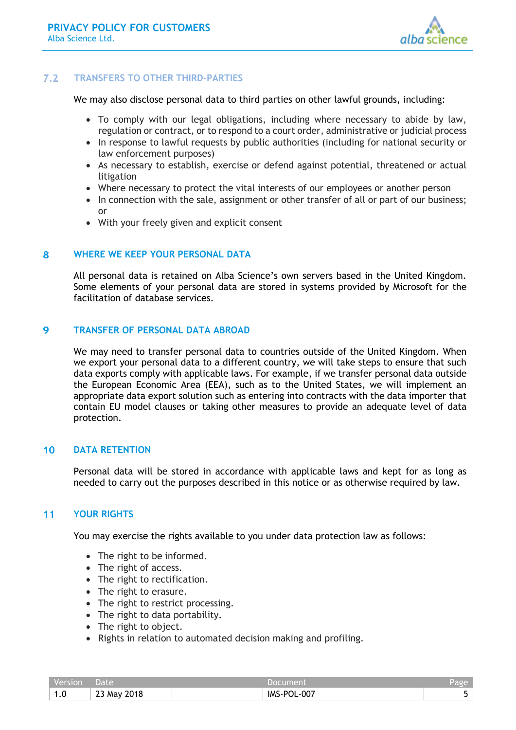### 7.2 TRANSFERS TO OTHER THIRD-PARTIES

We may also disclose personal data to third parties on other lawful grounds, including:

- To comply with our legal obligations, including where necessary to abide by law, regulation or contract, or to respond to a court order, administrative or judicial process
- In response to lawful requests by public authorities (including for national security or law enforcement purposes)
- As necessary to establish, exercise or defend against potential, threatened or actual litigation
- Where necessary to protect the vital interests of our employees or another person
- In connection with the sale, assignment or other transfer of all or part of our business; or
- With your freely given and explicit consent

## 8 WHERE WE KEEP YOUR PERSONAL DATA

All personal data is retained on Alba Science's own servers based in the United Kingdom. Some elements of your personal data are stored in systems provided by Microsoft for the facilitation of database services.

## 9 TRANSFER OF PERSONAL DATA ABROAD

We may need to transfer personal data to countries outside of the United Kingdom. When we export your personal data to a different country, we will take steps to ensure that such data exports comply with applicable laws. For example, if we transfer personal data outside the European Economic Area (EEA), such as to the United States, we will implement an appropriate data export solution such as entering into contracts with the data importer that contain EU model clauses or taking other measures to provide an adequate level of data protection.

## 10 DATA RETENTION

Personal data will be stored in accordance with applicable laws and kept for as long as needed to carry out the purposes described in this notice or as otherwise required by law.

## 11 YOUR RIGHTS

You may exercise the rights available to you under data protection law as follows:

- The right to be informed.
- The right of access.
- The right to rectification.
- The right to erasure.
- The right to restrict processing.
- The right to data portability.
- The right to object.
- Rights in relation to automated decision making and profiling.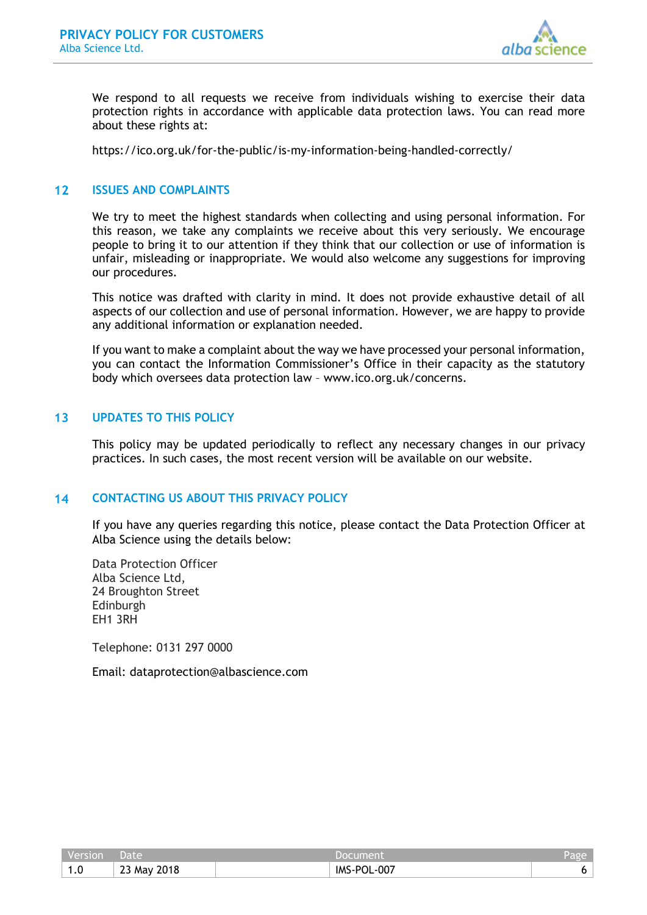We respond to all requests we receive from individuals wishing to exercise their data protection rights in accordance with applicable data protection laws. You can read more about these rights at:

https://ico.org.uk/for-the-public/is-my-information-being-handled-correctly/

## 12 ISSUES AND COMPLAINTS

We try to meet the highest standards when collecting and using personal information. For this reason, we take any complaints we receive about this very seriously. We encourage people to bring it to our attention if they think that our collection or use of information is unfair, misleading or inappropriate. We would also welcome any suggestions for improving our procedures.

This notice was drafted with clarity in mind. It does not provide exhaustive detail of all aspects of our collection and use of personal information. However, we are happy to provide any additional information or explanation needed.

If you want to make a complaint about the way we have processed your personal information, you can contact the Information Commissioner's Office in their capacity as the statutory body which oversees data protection law – www.ico.org.uk/concerns.

## 13 UPDATES TO THIS POLICY

This policy may be updated periodically to reflect any necessary changes in our privacy practices. In such cases, the most recent version will be available on our website.

## 14 CONTACTING US ABOUT THIS PRIVACY POLICY

If you have any queries regarding this notice, please contact the Data Protection Officer at Alba Science using the details below:

Data Protection Officer
Alba Science Ltd,
24 Broughton Street
Edinburgh
EH1 3RH

Telephone: 0131 297 0000

Email: dataprotection@albascience.com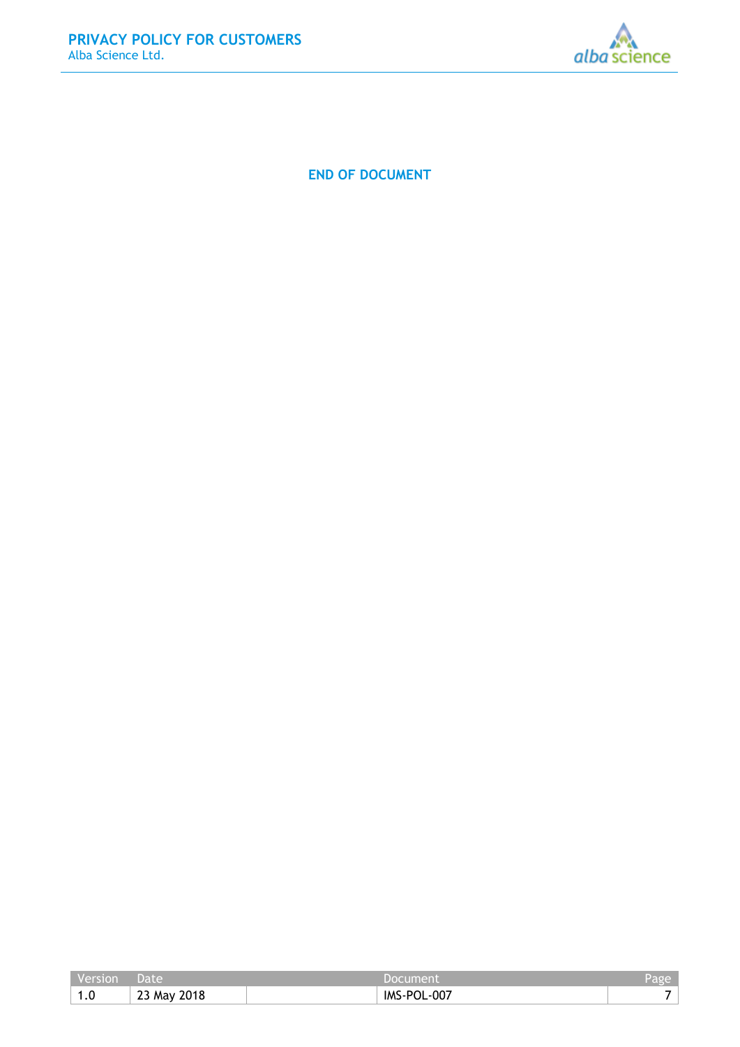**END OF DOCUMENT**